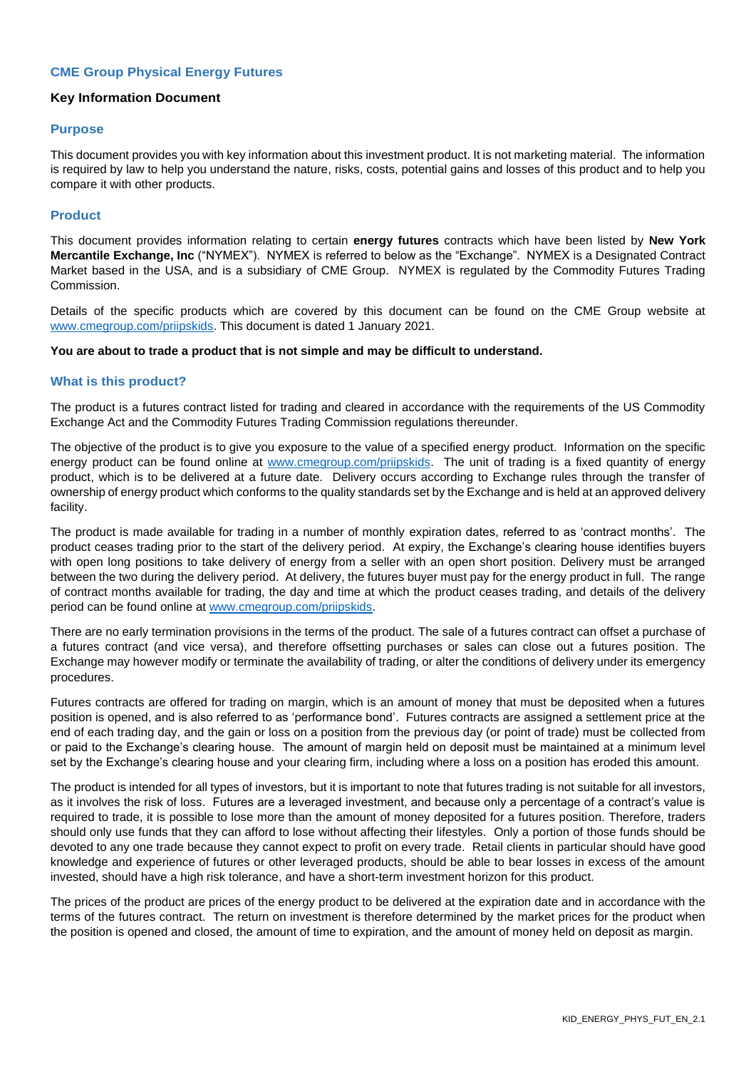## CME Group Physical Energy Futures

### Key Information Document

## Purpose

This document provides you with key information about this investment product. It is not marketing material. The information is required by law to help you understand the nature, risks, costs, potential gains and losses of this product and to help you compare it with other products.

## Product

This document provides information relating to certain **energy futures** contracts which have been listed by **New York Mercantile Exchange, Inc** ("NYMEX"). NYMEX is referred to below as the "Exchange". NYMEX is a Designated Contract Market based in the USA, and is a subsidiary of CME Group. NYMEX is regulated by the Commodity Futures Trading Commission.

Details of the specific products which are covered by this document can be found on the CME Group website at www.cmegroup.com/priipskids. This document is dated 1 January 2021.

**You are about to trade a product that is not simple and may be difficult to understand.**

## What is this product?

The product is a futures contract listed for trading and cleared in accordance with the requirements of the US Commodity Exchange Act and the Commodity Futures Trading Commission regulations thereunder.

The objective of the product is to give you exposure to the value of a specified energy product. Information on the specific energy product can be found online at www.cmegroup.com/priipskids. The unit of trading is a fixed quantity of energy product, which is to be delivered at a future date. Delivery occurs according to Exchange rules through the transfer of ownership of energy product which conforms to the quality standards set by the Exchange and is held at an approved delivery facility.

The product is made available for trading in a number of monthly expiration dates, referred to as 'contract months'. The product ceases trading prior to the start of the delivery period. At expiry, the Exchange's clearing house identifies buyers with open long positions to take delivery of energy from a seller with an open short position. Delivery must be arranged between the two during the delivery period. At delivery, the futures buyer must pay for the energy product in full. The range of contract months available for trading, the day and time at which the product ceases trading, and details of the delivery period can be found online at www.cmegroup.com/priipskids.

There are no early termination provisions in the terms of the product. The sale of a futures contract can offset a purchase of a futures contract (and vice versa), and therefore offsetting purchases or sales can close out a futures position. The Exchange may however modify or terminate the availability of trading, or alter the conditions of delivery under its emergency procedures.

Futures contracts are offered for trading on margin, which is an amount of money that must be deposited when a futures position is opened, and is also referred to as 'performance bond'. Futures contracts are assigned a settlement price at the end of each trading day, and the gain or loss on a position from the previous day (or point of trade) must be collected from or paid to the Exchange's clearing house. The amount of margin held on deposit must be maintained at a minimum level set by the Exchange's clearing house and your clearing firm, including where a loss on a position has eroded this amount.

The product is intended for all types of investors, but it is important to note that futures trading is not suitable for all investors, as it involves the risk of loss. Futures are a leveraged investment, and because only a percentage of a contract's value is required to trade, it is possible to lose more than the amount of money deposited for a futures position. Therefore, traders should only use funds that they can afford to lose without affecting their lifestyles. Only a portion of those funds should be devoted to any one trade because they cannot expect to profit on every trade. Retail clients in particular should have good knowledge and experience of futures or other leveraged products, should be able to bear losses in excess of the amount invested, should have a high risk tolerance, and have a short-term investment horizon for this product.

The prices of the product are prices of the energy product to be delivered at the expiration date and in accordance with the terms of the futures contract. The return on investment is therefore determined by the market prices for the product when the position is opened and closed, the amount of time to expiration, and the amount of money held on deposit as margin.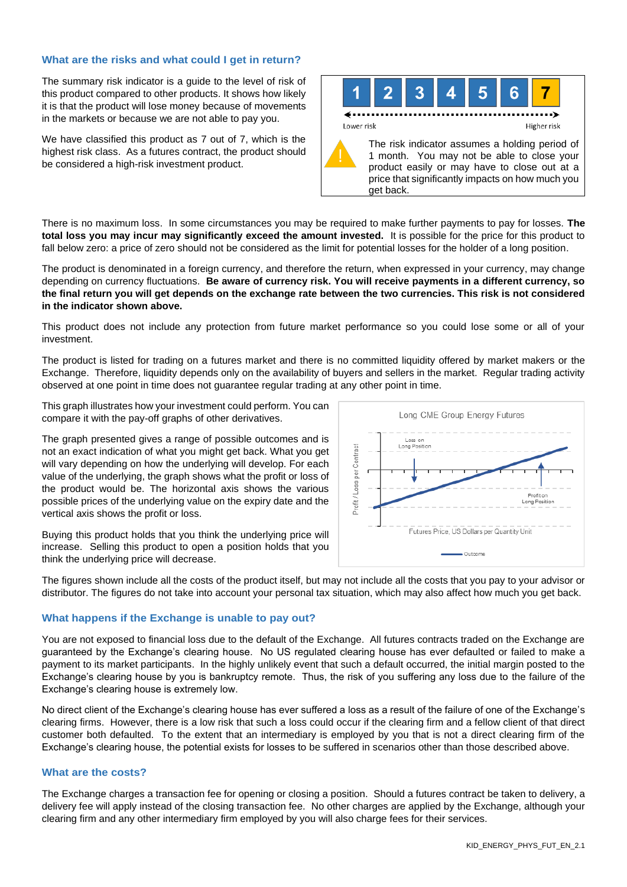## What are the risks and what could I get in return?

The summary risk indicator is a guide to the level of risk of this product compared to other products. It shows how likely it is that the product will lose money because of movements in the markets or because we are not able to pay you.

We have classified this product as 7 out of 7, which is the highest risk class. As a futures contract, the product should be considered a high-risk investment product.

| 1 | 2 | 3 | 4 | 5 | 6 | 7 |
|---|---|---|---|---|---|---|

Lower risk — Higher risk

The risk indicator assumes a holding period of 1 month. You may not be able to close your product easily or may have to close out at a price that significantly impacts on how much you get back.

There is no maximum loss. In some circumstances you may be required to make further payments to pay for losses. **The total loss you may incur may significantly exceed the amount invested.** It is possible for the price for this product to fall below zero: a price of zero should not be considered as the limit for potential losses for the holder of a long position.

The product is denominated in a foreign currency, and therefore the return, when expressed in your currency, may change depending on currency fluctuations. **Be aware of currency risk. You will receive payments in a different currency, so the final return you will get depends on the exchange rate between the two currencies. This risk is not considered in the indicator shown above.**

This product does not include any protection from future market performance so you could lose some or all of your investment.

The product is listed for trading on a futures market and there is no committed liquidity offered by market makers or the Exchange. Therefore, liquidity depends only on the availability of buyers and sellers in the market. Regular trading activity observed at one point in time does not guarantee regular trading at any other point in time.

This graph illustrates how your investment could perform. You can compare it with the pay-off graphs of other derivatives.

The graph presented gives a range of possible outcomes and is not an exact indication of what you might get back. What you get will vary depending on how the underlying will develop. For each value of the underlying, the graph shows what the profit or loss of the product would be. The horizontal axis shows the various possible prices of the underlying value on the expiry date and the vertical axis shows the profit or loss.

Buying this product holds that you think the underlying price will increase. Selling this product to open a position holds that you think the underlying price will decrease.

Long CME Group Energy Futures

Loss on Long Position — Profit on Long Position

Profit / Loss per Contract — Futures Price, US Dollars per Quantity Unit — Outcome

The figures shown include all the costs of the product itself, but may not include all the costs that you pay to your advisor or distributor. The figures do not take into account your personal tax situation, which may also affect how much you get back.

## What happens if the Exchange is unable to pay out?

You are not exposed to financial loss due to the default of the Exchange. All futures contracts traded on the Exchange are guaranteed by the Exchange's clearing house. No US regulated clearing house has ever defaulted or failed to make a payment to its market participants. In the highly unlikely event that such a default occurred, the initial margin posted to the Exchange's clearing house by you is bankruptcy remote. Thus, the risk of you suffering any loss due to the failure of the Exchange's clearing house is extremely low.

No direct client of the Exchange's clearing house has ever suffered a loss as a result of the failure of one of the Exchange's clearing firms. However, there is a low risk that such a loss could occur if the clearing firm and a fellow client of that direct customer both defaulted. To the extent that an intermediary is employed by you that is not a direct clearing firm of the Exchange's clearing house, the potential exists for losses to be suffered in scenarios other than those described above.

## What are the costs?

The Exchange charges a transaction fee for opening or closing a position. Should a futures contract be taken to delivery, a delivery fee will apply instead of the closing transaction fee. No other charges are applied by the Exchange, although your clearing firm and any other intermediary firm employed by you will also charge fees for their services.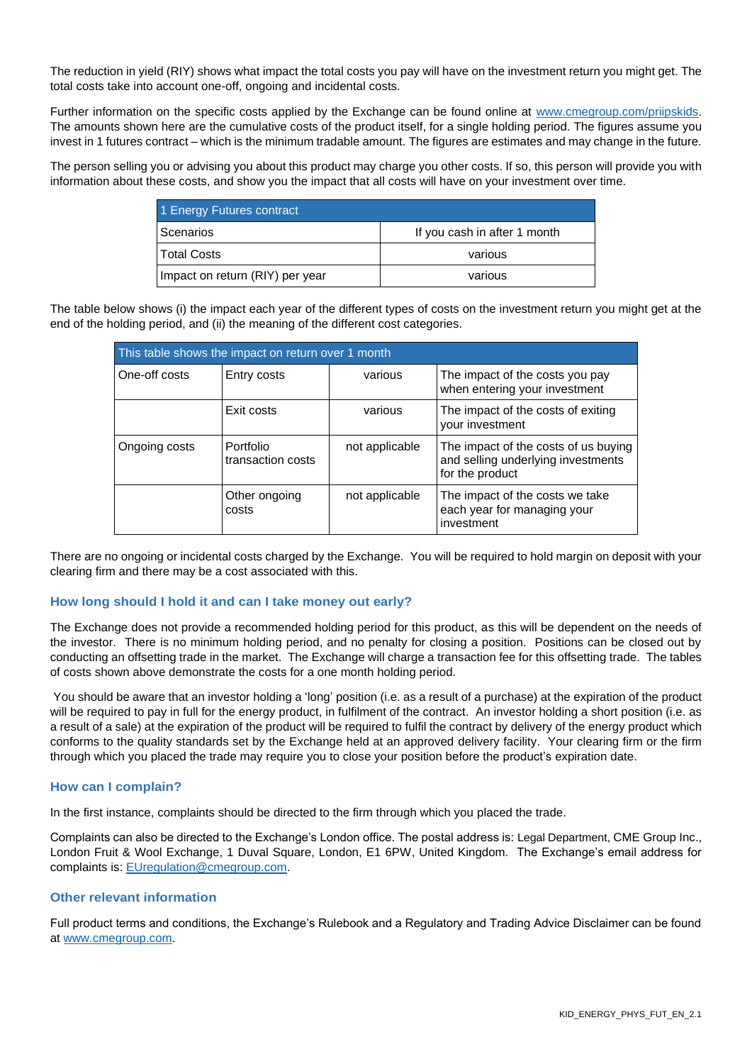The reduction in yield (RIY) shows what impact the total costs you pay will have on the investment return you might get. The total costs take into account one-off, ongoing and incidental costs.

Further information on the specific costs applied by the Exchange can be found online at www.cmegroup.com/priipskids. The amounts shown here are the cumulative costs of the product itself, for a single holding period. The figures assume you invest in 1 futures contract – which is the minimum tradable amount. The figures are estimates and may change in the future.

The person selling you or advising you about this product may charge you other costs. If so, this person will provide you with information about these costs, and show you the impact that all costs will have on your investment over time.

| 1 Energy Futures contract | |
|---|---|
| Scenarios | If you cash in after 1 month |
| Total Costs | various |
| Impact on return (RIY) per year | various |

The table below shows (i) the impact each year of the different types of costs on the investment return you might get at the end of the holding period, and (ii) the meaning of the different cost categories.

| This table shows the impact on return over 1 month | | | |
|---|---|---|---|
| One-off costs | Entry costs | various | The impact of the costs you pay when entering your investment |
| | Exit costs | various | The impact of the costs of exiting your investment |
| Ongoing costs | Portfolio transaction costs | not applicable | The impact of the costs of us buying and selling underlying investments for the product |
| | Other ongoing costs | not applicable | The impact of the costs we take each year for managing your investment |

There are no ongoing or incidental costs charged by the Exchange. You will be required to hold margin on deposit with your clearing firm and there may be a cost associated with this.

## How long should I hold it and can I take money out early?

The Exchange does not provide a recommended holding period for this product, as this will be dependent on the needs of the investor. There is no minimum holding period, and no penalty for closing a position. Positions can be closed out by conducting an offsetting trade in the market. The Exchange will charge a transaction fee for this offsetting trade. The tables of costs shown above demonstrate the costs for a one month holding period.

You should be aware that an investor holding a 'long' position (i.e. as a result of a purchase) at the expiration of the product will be required to pay in full for the energy product, in fulfilment of the contract. An investor holding a short position (i.e. as a result of a sale) at the expiration of the product will be required to fulfil the contract by delivery of the energy product which conforms to the quality standards set by the Exchange held at an approved delivery facility. Your clearing firm or the firm through which you placed the trade may require you to close your position before the product's expiration date.

## How can I complain?

In the first instance, complaints should be directed to the firm through which you placed the trade.

Complaints can also be directed to the Exchange's London office. The postal address is: Legal Department, CME Group Inc., London Fruit & Wool Exchange, 1 Duval Square, London, E1 6PW, United Kingdom. The Exchange's email address for complaints is: EUregulation@cmegroup.com.

## Other relevant information

Full product terms and conditions, the Exchange's Rulebook and a Regulatory and Trading Advice Disclaimer can be found at www.cmegroup.com.

KID_ENERGY_PHYS_FUT_EN_2.1